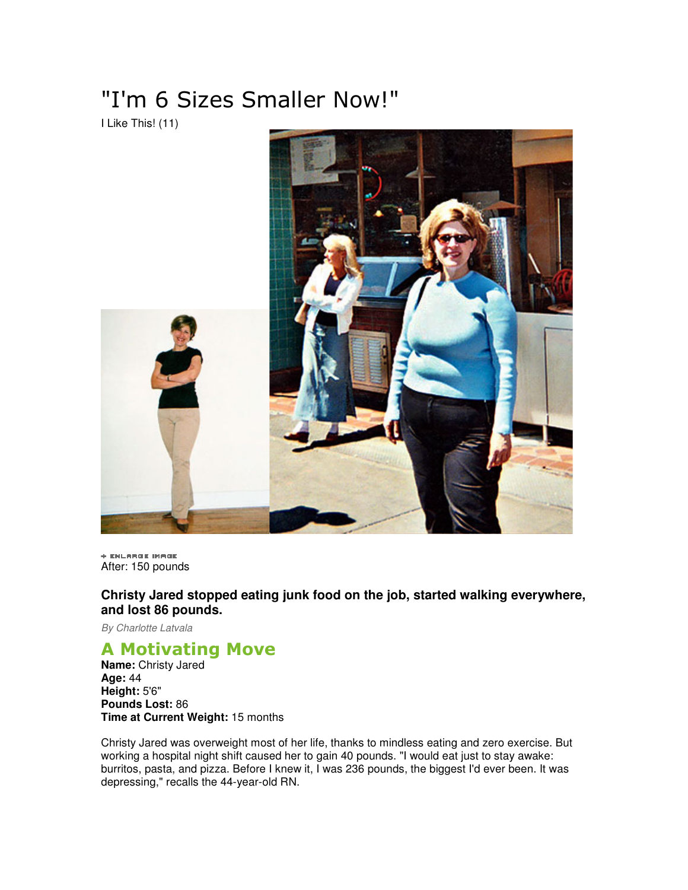# "I'm 6 Sizes Smaller Now!"

I Like This! (11)

+ ENLARGE IMAGE

After: 150 pounds

**Christy Jared stopped eating junk food on the job, started walking everywhere, and lost 86 pounds.**

*By Charlotte Latvala*

## A Motivating Move

**Name:** Christy Jared
**Age:** 44
**Height:** 5'6"
**Pounds Lost:** 86
**Time at Current Weight:** 15 months

Christy Jared was overweight most of her life, thanks to mindless eating and zero exercise. But working a hospital night shift caused her to gain 40 pounds. "I would eat just to stay awake: burritos, pasta, and pizza. Before I knew it, I was 236 pounds, the biggest I'd ever been. It was depressing," recalls the 44-year-old RN.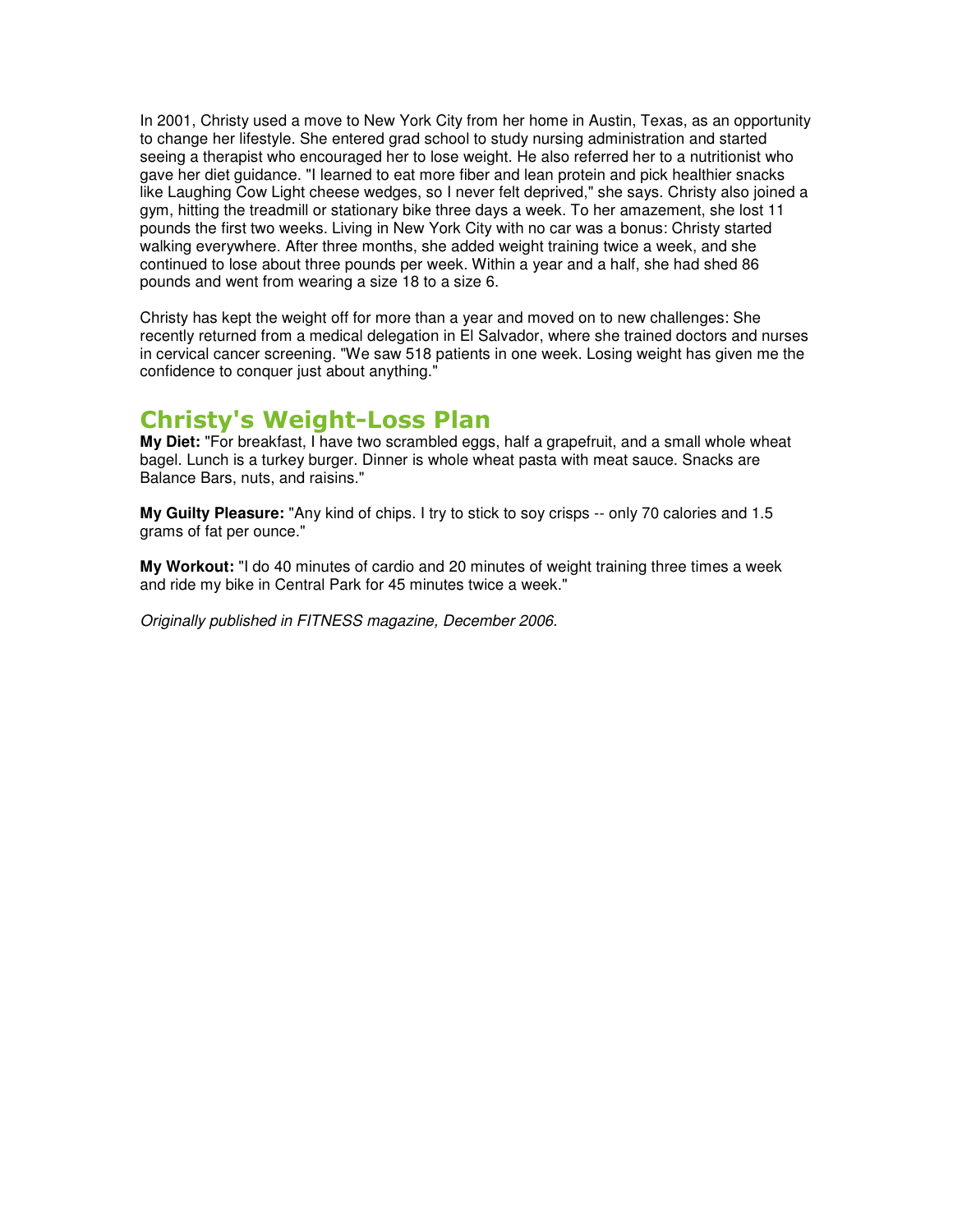In 2001, Christy used a move to New York City from her home in Austin, Texas, as an opportunity to change her lifestyle. She entered grad school to study nursing administration and started seeing a therapist who encouraged her to lose weight. He also referred her to a nutritionist who gave her diet guidance. "I learned to eat more fiber and lean protein and pick healthier snacks like Laughing Cow Light cheese wedges, so I never felt deprived," she says. Christy also joined a gym, hitting the treadmill or stationary bike three days a week. To her amazement, she lost 11 pounds the first two weeks. Living in New York City with no car was a bonus: Christy started walking everywhere. After three months, she added weight training twice a week, and she continued to lose about three pounds per week. Within a year and a half, she had shed 86 pounds and went from wearing a size 18 to a size 6.

Christy has kept the weight off for more than a year and moved on to new challenges: She recently returned from a medical delegation in El Salvador, where she trained doctors and nurses in cervical cancer screening. "We saw 518 patients in one week. Losing weight has given me the confidence to conquer just about anything."

## Christy's Weight-Loss Plan

**My Diet:** "For breakfast, I have two scrambled eggs, half a grapefruit, and a small whole wheat bagel. Lunch is a turkey burger. Dinner is whole wheat pasta with meat sauce. Snacks are Balance Bars, nuts, and raisins."

**My Guilty Pleasure:** "Any kind of chips. I try to stick to soy crisps -- only 70 calories and 1.5 grams of fat per ounce."

**My Workout:** "I do 40 minutes of cardio and 20 minutes of weight training three times a week and ride my bike in Central Park for 45 minutes twice a week."

*Originally published in FITNESS magazine, December 2006.*